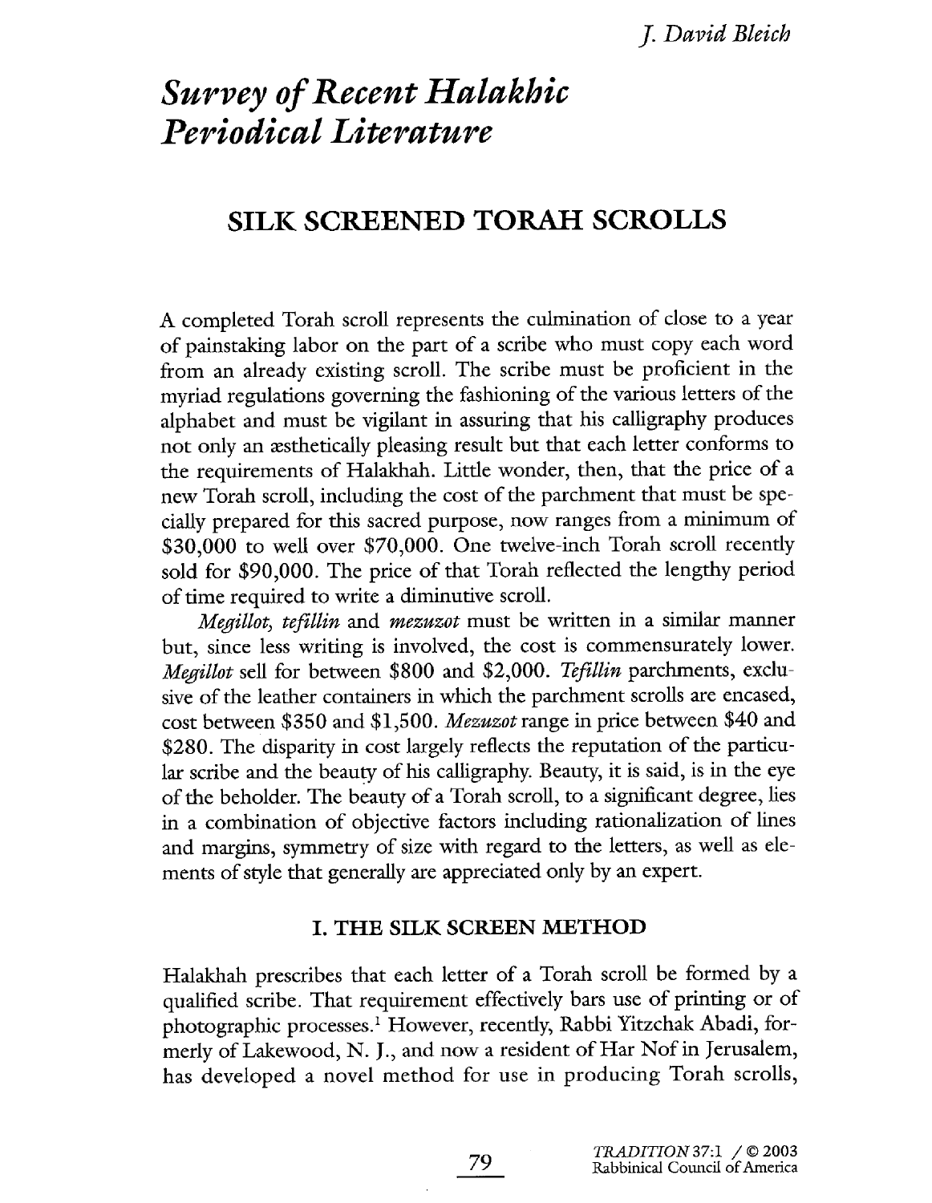J. David Bleich

# Survey of Recent Halakhic Periodical Literature

## SILK SCREENED TORAH SCROLLS

A completed Torah scroll represents the culmination of close to a year of painstaking labor on the part of a scribe who must copy each word from an already existing scroll. The scribe must be proficient in the myriad regulations governing the fashioning of the various letters of the alphabet and must be vigilant in assuring that his calligraphy produces not only an æsthetically pleasing result but that each letter conforms to the requirements of Halakhah. Little wonder, then, that the price of a new Torah scroll, including the cost of the parchment that must be specially prepared for this sacred purpose, now ranges from a minimum of $30,000 to well over $70,000. One twelve-inch Torah scroll recently sold for $90,000. The price of that Torah reflected the lengthy period of time required to write a diminutive scroll.

*Megillot, tefillin* and *mezuzot* must be written in a similar manner but, since less writing is involved, the cost is commensurately lower. *Megillot* sell for between $800 and $2,000. *Tefillin* parchments, exclusive of the leather containers in which the parchment scrolls are encased, cost between $350 and $1,500. *Mezuzot* range in price between $40 and $280. The disparity in cost largely reflects the reputation of the particular scribe and the beauty of his calligraphy. Beauty, it is said, is in the eye of the beholder. The beauty of a Torah scroll, to a significant degree, lies in a combination of objective factors including rationalization of lines and margins, symmetry of size with regard to the letters, as well as elements of style that generally are appreciated only by an expert.

### I. THE SILK SCREEN METHOD

Halakhah prescribes that each letter of a Torah scroll be formed by a qualified scribe. That requirement effectively bars use of printing or of photographic processes.[1] However, recently, Rabbi Yitzchak Abadi, formerly of Lakewood, N. J., and now a resident of Har Nof in Jerusalem, has developed a novel method for use in producing Torah scrolls,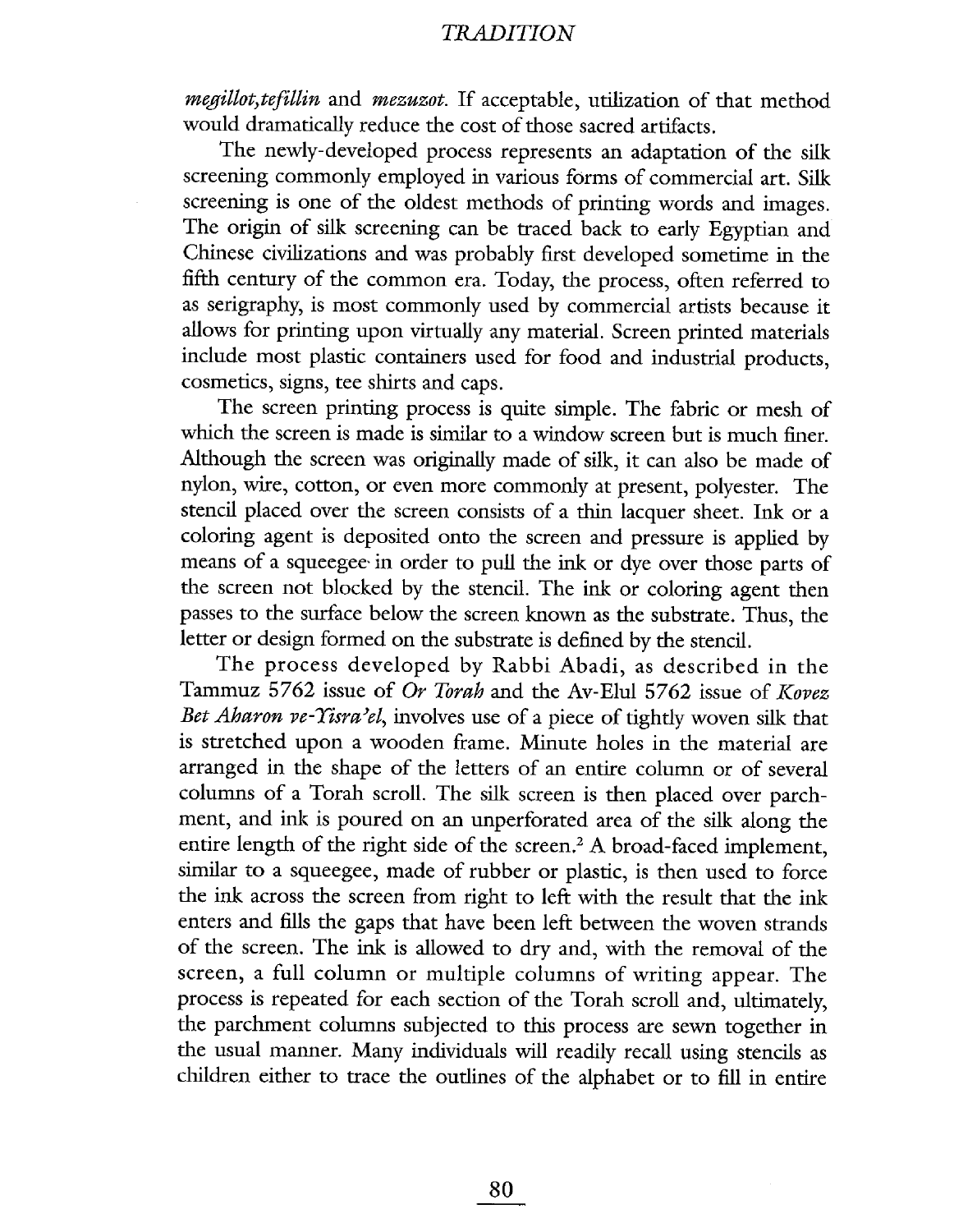*megillot,tefillin* and *mezuzot*. If acceptable, utilization of that method would dramatically reduce the cost of those sacred artifacts.

The newly-developed process represents an adaptation of the silk screening commonly employed in various forms of commercial art. Silk screening is one of the oldest methods of printing words and images. The origin of silk screening can be traced back to early Egyptian and Chinese civilizations and was probably first developed sometime in the fifth century of the common era. Today, the process, often referred to as serigraphy, is most commonly used by commercial artists because it allows for printing upon virtually any material. Screen printed materials include most plastic containers used for food and industrial products, cosmetics, signs, tee shirts and caps.

The screen printing process is quite simple. The fabric or mesh of which the screen is made is similar to a window screen but is much finer. Although the screen was originally made of silk, it can also be made of nylon, wire, cotton, or even more commonly at present, polyester. The stencil placed over the screen consists of a thin lacquer sheet. Ink or a coloring agent is deposited onto the screen and pressure is applied by means of a squeegee in order to pull the ink or dye over those parts of the screen not blocked by the stencil. The ink or coloring agent then passes to the surface below the screen known as the substrate. Thus, the letter or design formed on the substrate is defined by the stencil.

The process developed by Rabbi Abadi, as described in the Tammuz 5762 issue of *Or Torah* and the Av-Elul 5762 issue of *Kovez Bet Aharon ve-Yisra'el*, involves use of a piece of tightly woven silk that is stretched upon a wooden frame. Minute holes in the material are arranged in the shape of the letters of an entire column or of several columns of a Torah scroll. The silk screen is then placed over parchment, and ink is poured on an unperforated area of the silk along the entire length of the right side of the screen.[2] A broad-faced implement, similar to a squeegee, made of rubber or plastic, is then used to force the ink across the screen from right to left with the result that the ink enters and fills the gaps that have been left between the woven strands of the screen. The ink is allowed to dry and, with the removal of the screen, a full column or multiple columns of writing appear. The process is repeated for each section of the Torah scroll and, ultimately, the parchment columns subjected to this process are sewn together in the usual manner. Many individuals will readily recall using stencils as children either to trace the outlines of the alphabet or to fill in entire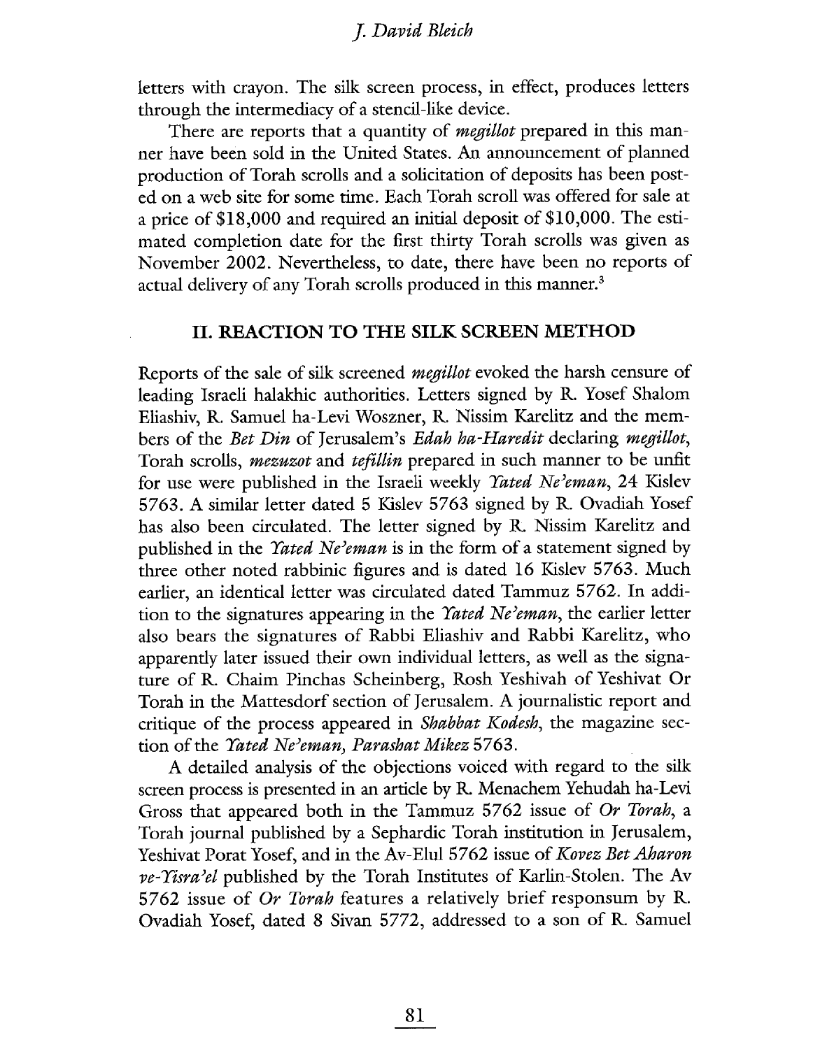letters with crayon. The silk screen process, in effect, produces letters through the intermediacy of a stencil-like device.

There are reports that a quantity of *megillot* prepared in this manner have been sold in the United States. An announcement of planned production of Torah scrolls and a solicitation of deposits has been posted on a web site for some time. Each Torah scroll was offered for sale at a price of $18,000 and required an initial deposit of $10,000. The estimated completion date for the first thirty Torah scrolls was given as November 2002. Nevertheless, to date, there have been no reports of actual delivery of any Torah scrolls produced in this manner.[3]

## II. REACTION TO THE SILK SCREEN METHOD

Reports of the sale of silk screened *megillot* evoked the harsh censure of leading Israeli halakhic authorities. Letters signed by R. Yosef Shalom Eliashiv, R. Samuel ha-Levi Woszner, R. Nissim Karelitz and the members of the *Bet Din* of Jerusalem's *Edah ha-Haredit* declaring *megillot*, Torah scrolls, *mezuzot* and *tefillin* prepared in such manner to be unfit for use were published in the Israeli weekly *Yated Ne'eman*, 24 Kislev 5763. A similar letter dated 5 Kislev 5763 signed by R. Ovadiah Yosef has also been circulated. The letter signed by R. Nissim Karelitz and published in the *Yated Ne'eman* is in the form of a statement signed by three other noted rabbinic figures and is dated 16 Kislev 5763. Much earlier, an identical letter was circulated dated Tammuz 5762. In addition to the signatures appearing in the *Yated Ne'eman*, the earlier letter also bears the signatures of Rabbi Eliashiv and Rabbi Karelitz, who apparently later issued their own individual letters, as well as the signature of R. Chaim Pinchas Scheinberg, Rosh Yeshivah of Yeshivat Or Torah in the Mattesdorf section of Jerusalem. A journalistic report and critique of the process appeared in *Shabbat Kodesh*, the magazine section of the *Yated Ne'eman, Parashat Mikez* 5763.

A detailed analysis of the objections voiced with regard to the silk screen process is presented in an article by R. Menachem Yehudah ha-Levi Gross that appeared both in the Tammuz 5762 issue of *Or Torah*, a Torah journal published by a Sephardic Torah institution in Jerusalem, Yeshivat Porat Yosef, and in the Av-Elul 5762 issue of *Kovez Bet Aharon ve-Yisra'el* published by the Torah Institutes of Karlin-Stolen. The Av 5762 issue of *Or Torah* features a relatively brief responsum by R. Ovadiah Yosef, dated 8 Sivan 5772, addressed to a son of R. Samuel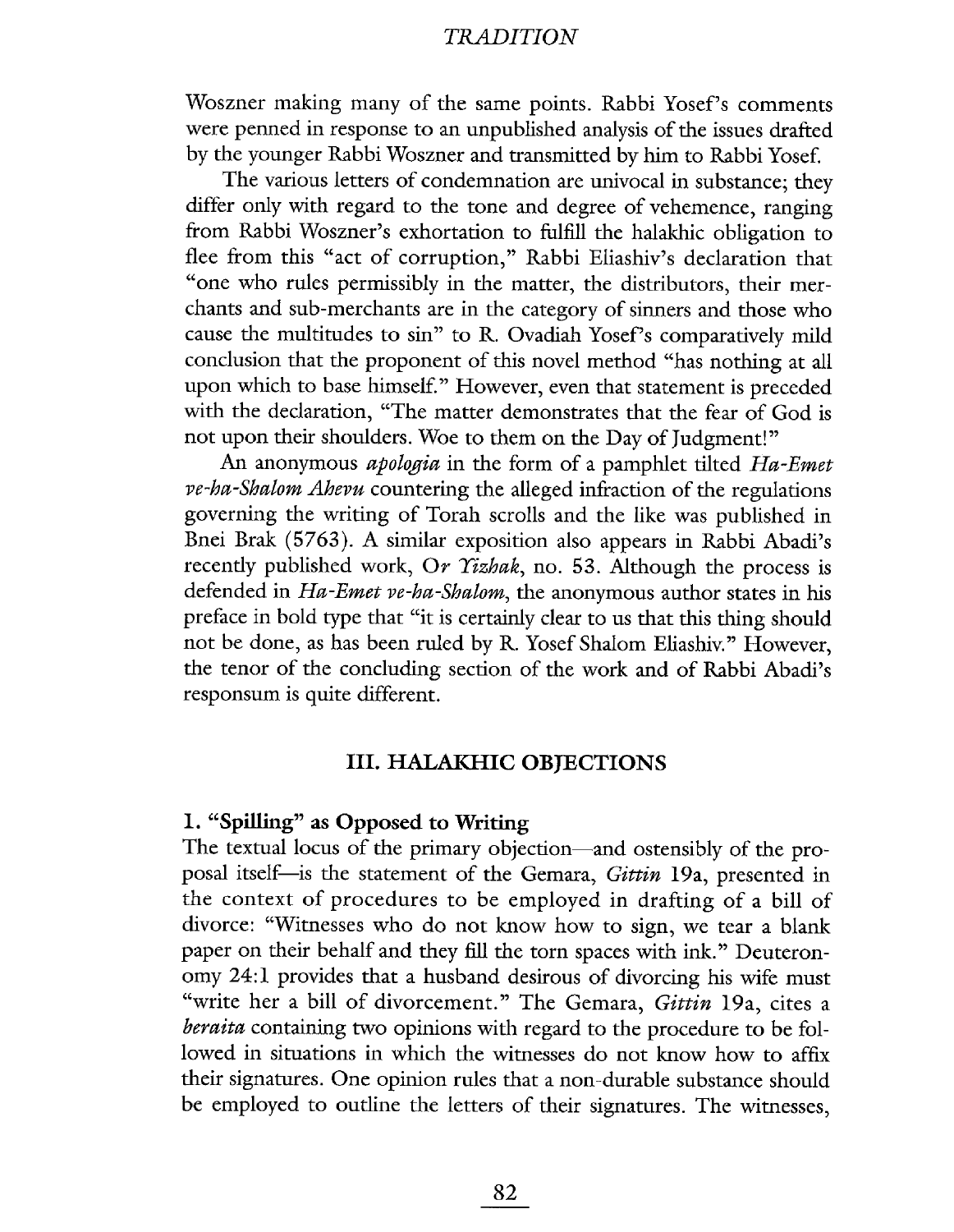Woszner making many of the same points. Rabbi Yosef's comments were penned in response to an unpublished analysis of the issues drafted by the younger Rabbi Woszner and transmitted by him to Rabbi Yosef.

The various letters of condemnation are univocal in substance; they differ only with regard to the tone and degree of vehemence, ranging from Rabbi Woszner's exhortation to fulfill the halakhic obligation to flee from this "act of corruption," Rabbi Eliashiv's declaration that "one who rules permissibly in the matter, the distributors, their merchants and sub-merchants are in the category of sinners and those who cause the multitudes to sin" to R. Ovadiah Yosef's comparatively mild conclusion that the proponent of this novel method "has nothing at all upon which to base himself." However, even that statement is preceded with the declaration, "The matter demonstrates that the fear of God is not upon their shoulders. Woe to them on the Day of Judgment!"

An anonymous *apologia* in the form of a pamphlet tilted *Ha-Emet ve-ha-Shalom Ahevu* countering the alleged infraction of the regulations governing the writing of Torah scrolls and the like was published in Bnei Brak (5763). A similar exposition also appears in Rabbi Abadi's recently published work, *Or Yizhak*, no. 53. Although the process is defended in *Ha-Emet ve-ha-Shalom*, the anonymous author states in his preface in bold type that "it is certainly clear to us that this thing should not be done, as has been ruled by R. Yosef Shalom Eliashiv." However, the tenor of the concluding section of the work and of Rabbi Abadi's responsum is quite different.

## III. HALAKHIC OBJECTIONS

### 1. "Spilling" as Opposed to Writing

The textual locus of the primary objection—and ostensibly of the proposal itself—is the statement of the Gemara, *Gittin* 19a, presented in the context of procedures to be employed in drafting of a bill of divorce: "Witnesses who do not know how to sign, we tear a blank paper on their behalf and they fill the torn spaces with ink." Deuteronomy 24:1 provides that a husband desirous of divorcing his wife must "write her a bill of divorcement." The Gemara, *Gittin* 19a, cites a *beraita* containing two opinions with regard to the procedure to be followed in situations in which the witnesses do not know how to affix their signatures. One opinion rules that a non-durable substance should be employed to outline the letters of their signatures. The witnesses,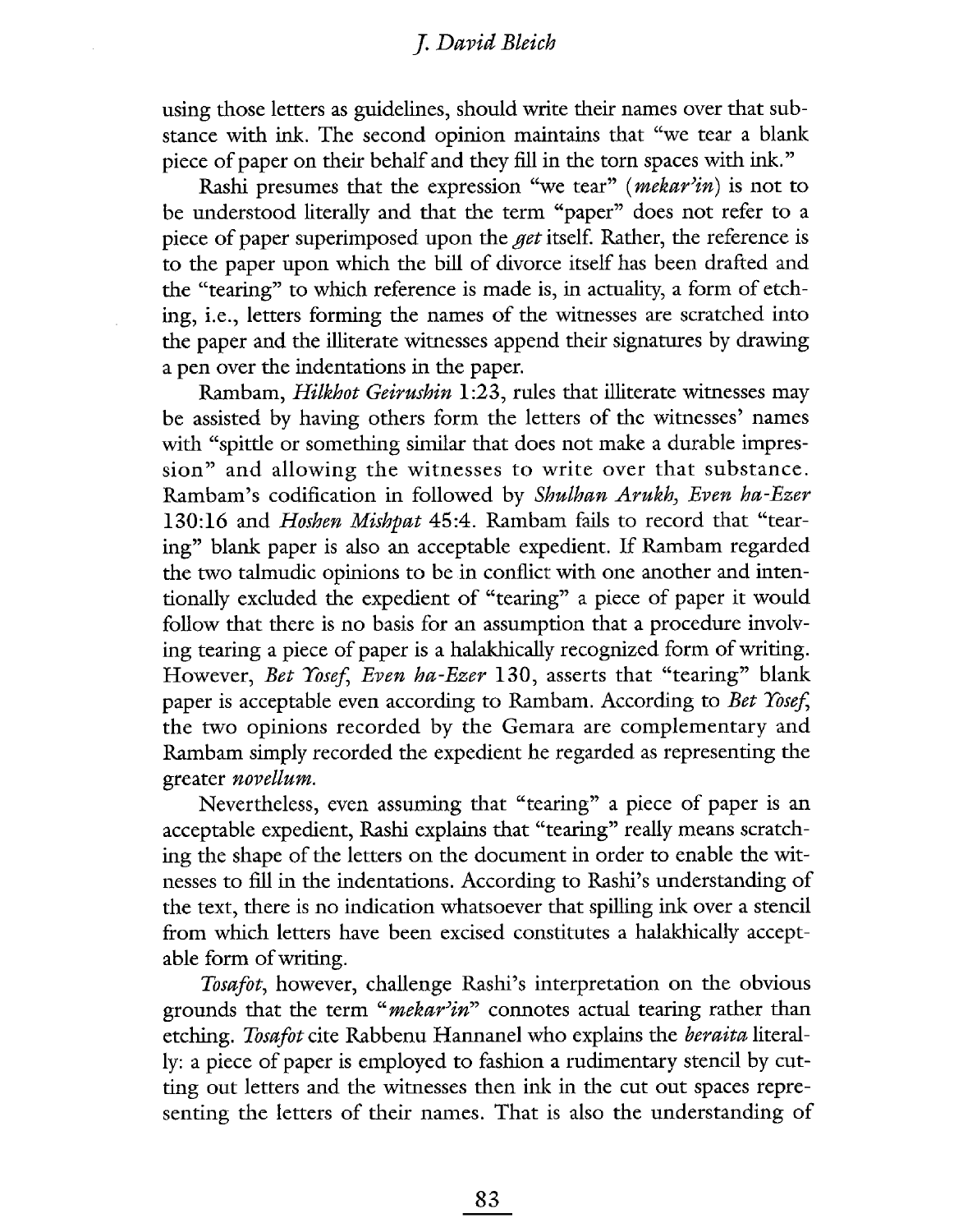using those letters as guidelines, should write their names over that substance with ink. The second opinion maintains that "we tear a blank piece of paper on their behalf and they fill in the torn spaces with ink."

Rashi presumes that the expression "we tear" (*mekar'in*) is not to be understood literally and that the term "paper" does not refer to a piece of paper superimposed upon the *get* itself. Rather, the reference is to the paper upon which the bill of divorce itself has been drafted and the "tearing" to which reference is made is, in actuality, a form of etching, i.e., letters forming the names of the witnesses are scratched into the paper and the illiterate witnesses append their signatures by drawing a pen over the indentations in the paper.

Rambam, *Hilkhot Geirushin* 1:23, rules that illiterate witnesses may be assisted by having others form the letters of the witnesses' names with "spittle or something similar that does not make a durable impression" and allowing the witnesses to write over that substance. Rambam's codification in followed by *Shulhan Arukh, Even ha-Ezer* 130:16 and *Hoshen Mishpat* 45:4. Rambam fails to record that "tearing" blank paper is also an acceptable expedient. If Rambam regarded the two talmudic opinions to be in conflict with one another and intentionally excluded the expedient of "tearing" a piece of paper it would follow that there is no basis for an assumption that a procedure involving tearing a piece of paper is a halakhically recognized form of writing. However, *Bet Yosef, Even ha-Ezer* 130, asserts that "tearing" blank paper is acceptable even according to Rambam. According to *Bet Yosef*, the two opinions recorded by the Gemara are complementary and Rambam simply recorded the expedient he regarded as representing the greater *novellum*.

Nevertheless, even assuming that "tearing" a piece of paper is an acceptable expedient, Rashi explains that "tearing" really means scratching the shape of the letters on the document in order to enable the witnesses to fill in the indentations. According to Rashi's understanding of the text, there is no indication whatsoever that spilling ink over a stencil from which letters have been excised constitutes a halakhically acceptable form of writing.

*Tosafot*, however, challenge Rashi's interpretation on the obvious grounds that the term "*mekar'in*" connotes actual tearing rather than etching. *Tosafot* cite Rabbenu Hannanel who explains the *beraita* literally: a piece of paper is employed to fashion a rudimentary stencil by cutting out letters and the witnesses then ink in the cut out spaces representing the letters of their names. That is also the understanding of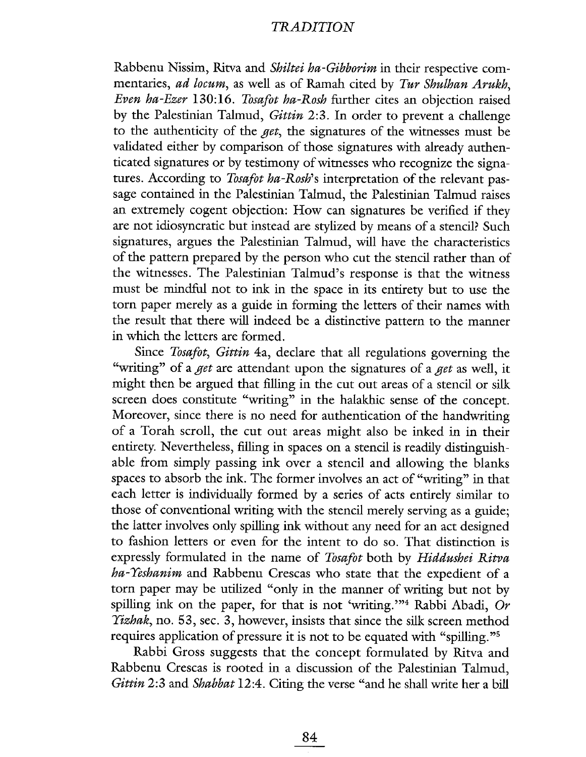Rabbenu Nissim, Ritva and *Shiltei ha-Gibborim* in their respective commentaries, *ad locum*, as well as of Ramah cited by *Tur Shulhan Arukh, Even ha-Ezer* 130:16. *Tosafot ha-Rosh* further cites an objection raised by the Palestinian Talmud, *Gittin* 2:3. In order to prevent a challenge to the authenticity of the *get*, the signatures of the witnesses must be validated either by comparison of those signatures with already authenticated signatures or by testimony of witnesses who recognize the signatures. According to *Tosafot ha-Rosh*'s interpretation of the relevant passage contained in the Palestinian Talmud, the Palestinian Talmud raises an extremely cogent objection: How can signatures be verified if they are not idiosyncratic but instead are stylized by means of a stencil? Such signatures, argues the Palestinian Talmud, will have the characteristics of the pattern prepared by the person who cut the stencil rather than of the witnesses. The Palestinian Talmud's response is that the witness must be mindful not to ink in the space in its entirety but to use the torn paper merely as a guide in forming the letters of their names with the result that there will indeed be a distinctive pattern to the manner in which the letters are formed.

Since *Tosafot, Gittin* 4a, declare that all regulations governing the "writing" of a *get* are attendant upon the signatures of a *get* as well, it might then be argued that filling in the cut out areas of a stencil or silk screen does constitute "writing" in the halakhic sense of the concept. Moreover, since there is no need for authentication of the handwriting of a Torah scroll, the cut out areas might also be inked in in their entirety. Nevertheless, filling in spaces on a stencil is readily distinguishable from simply passing ink over a stencil and allowing the blanks spaces to absorb the ink. The former involves an act of "writing" in that each letter is individually formed by a series of acts entirely similar to those of conventional writing with the stencil merely serving as a guide; the latter involves only spilling ink without any need for an act designed to fashion letters or even for the intent to do so. That distinction is expressly formulated in the name of *Tosafot* both by *Hiddushei Ritva ha-Yeshanim* and Rabbenu Crescas who state that the expedient of a torn paper may be utilized "only in the manner of writing but not by spilling ink on the paper, for that is not 'writing.'"[4] Rabbi Abadi, *Or Yizhak*, no. 53, sec. 3, however, insists that since the silk screen method requires application of pressure it is not to be equated with "spilling."[5]

Rabbi Gross suggests that the concept formulated by Ritva and Rabbenu Crescas is rooted in a discussion of the Palestinian Talmud, *Gittin* 2:3 and *Shabbat* 12:4. Citing the verse "and he shall write her a bill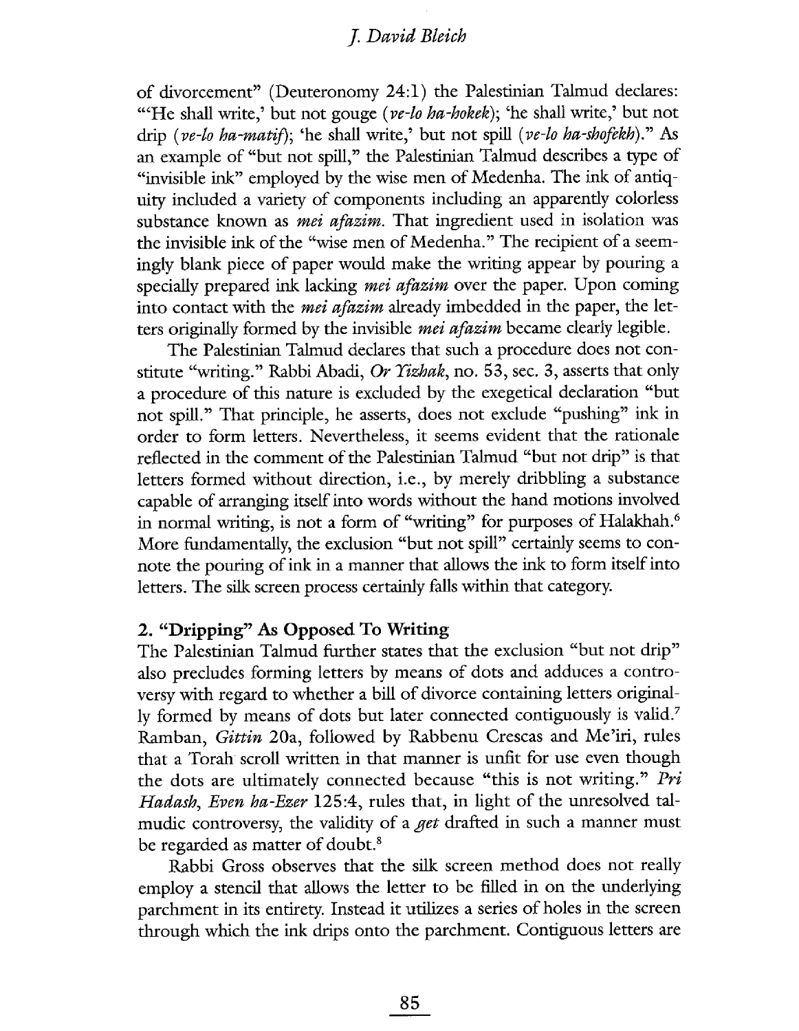of divorcement" (Deuteronomy 24:1) the Palestinian Talmud declares: "'He shall write,' but not gouge (*ve-lo ha-hokek*); 'he shall write,' but not drip (*ve-lo ha-matif*); 'he shall write,' but not spill (*ve-lo ha-shofekh*)." As an example of "but not spill," the Palestinian Talmud describes a type of "invisible ink" employed by the wise men of Medenha. The ink of antiquity included a variety of components including an apparently colorless substance known as *mei afazim*. That ingredient used in isolation was the invisible ink of the "wise men of Medenha." The recipient of a seemingly blank piece of paper would make the writing appear by pouring a specially prepared ink lacking *mei afazim* over the paper. Upon coming into contact with the *mei afazim* already imbedded in the paper, the letters originally formed by the invisible *mei afazim* became clearly legible.

The Palestinian Talmud declares that such a procedure does not constitute "writing." Rabbi Abadi, *Or Yizhak*, no. 53, sec. 3, asserts that only a procedure of this nature is excluded by the exegetical declaration "but not spill." That principle, he asserts, does not exclude "pushing" ink in order to form letters. Nevertheless, it seems evident that the rationale reflected in the comment of the Palestinian Talmud "but not drip" is that letters formed without direction, i.e., by merely dribbling a substance capable of arranging itself into words without the hand motions involved in normal writing, is not a form of "writing" for purposes of Halakhah.[6] More fundamentally, the exclusion "but not spill" certainly seems to connote the pouring of ink in a manner that allows the ink to form itself into letters. The silk screen process certainly falls within that category.

## 2. "Dripping" As Opposed To Writing

The Palestinian Talmud further states that the exclusion "but not drip" also precludes forming letters by means of dots and adduces a controversy with regard to whether a bill of divorce containing letters originally formed by means of dots but later connected contiguously is valid.[7] Ramban, *Gittin* 20a, followed by Rabbenu Crescas and Me'iri, rules that a Torah scroll written in that manner is unfit for use even though the dots are ultimately connected because "this is not writing." *Pri Hadash*, *Even ha-Ezer* 125:4, rules that, in light of the unresolved talmudic controversy, the validity of a *get* drafted in such a manner must be regarded as matter of doubt.[8]

Rabbi Gross observes that the silk screen method does not really employ a stencil that allows the letter to be filled in on the underlying parchment in its entirety. Instead it utilizes a series of holes in the screen through which the ink drips onto the parchment. Contiguous letters are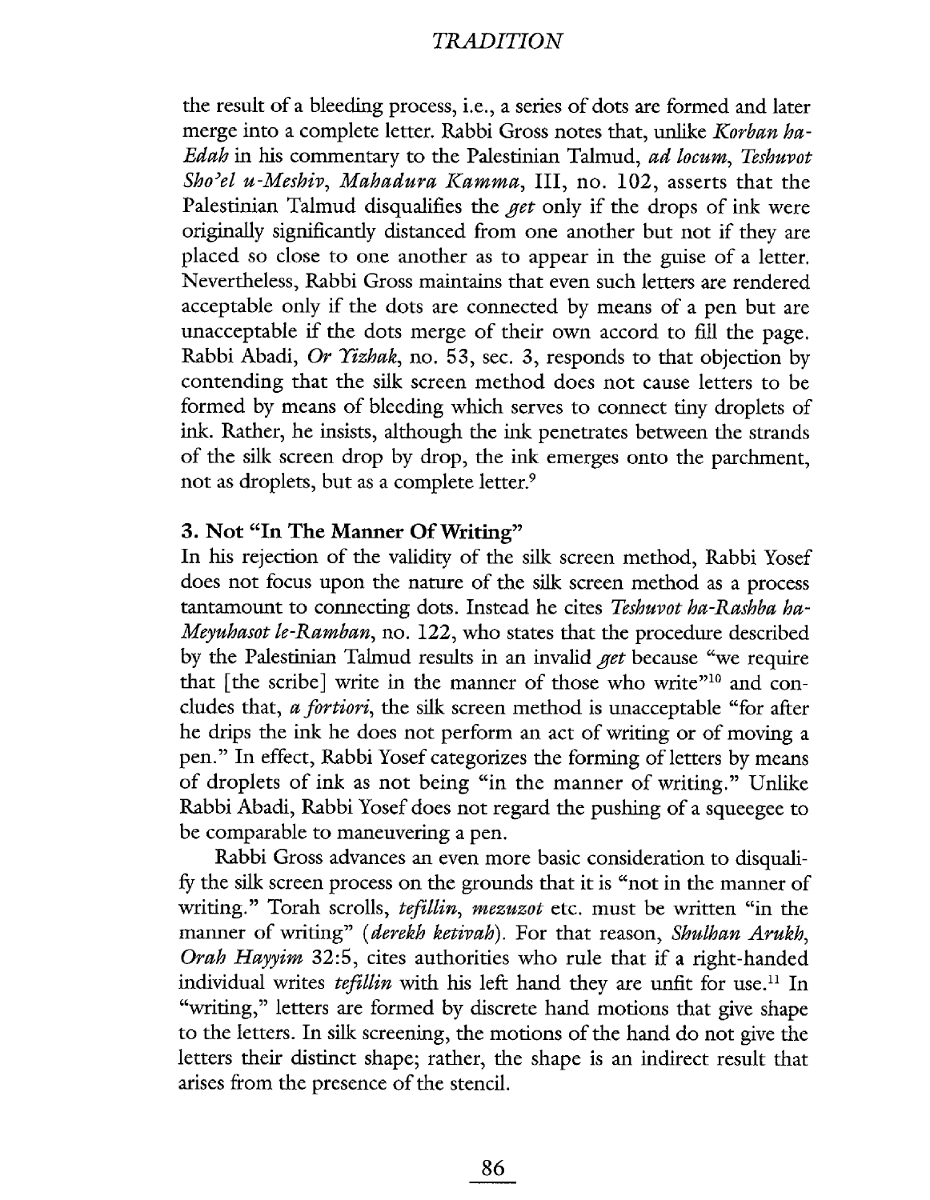the result of a bleeding process, i.e., a series of dots are formed and later merge into a complete letter. Rabbi Gross notes that, unlike *Korban ha-Edah* in his commentary to the Palestinian Talmud, *ad locum*, *Teshuvot Sho'el u-Meshiv*, *Mahadura Kamma*, III, no. 102, asserts that the Palestinian Talmud disqualifies the *get* only if the drops of ink were originally significantly distanced from one another but not if they are placed so close to one another as to appear in the guise of a letter. Nevertheless, Rabbi Gross maintains that even such letters are rendered acceptable only if the dots are connected by means of a pen but are unacceptable if the dots merge of their own accord to fill the page. Rabbi Abadi, *Or Yizhak*, no. 53, sec. 3, responds to that objection by contending that the silk screen method does not cause letters to be formed by means of bleeding which serves to connect tiny droplets of ink. Rather, he insists, although the ink penetrates between the strands of the silk screen drop by drop, the ink emerges onto the parchment, not as droplets, but as a complete letter.[9]

### 3. Not "In The Manner Of Writing"

In his rejection of the validity of the silk screen method, Rabbi Yosef does not focus upon the nature of the silk screen method as a process tantamount to connecting dots. Instead he cites *Teshuvot ha-Rashba ha-Meyuhasot le-Ramban*, no. 122, who states that the procedure described by the Palestinian Talmud results in an invalid *get* because "we require that [the scribe] write in the manner of those who write"[10] and concludes that, *a fortiori*, the silk screen method is unacceptable "for after he drips the ink he does not perform an act of writing or of moving a pen." In effect, Rabbi Yosef categorizes the forming of letters by means of droplets of ink as not being "in the manner of writing." Unlike Rabbi Abadi, Rabbi Yosef does not regard the pushing of a squeegee to be comparable to maneuvering a pen.

Rabbi Gross advances an even more basic consideration to disqualify the silk screen process on the grounds that it is "not in the manner of writing." Torah scrolls, *tefillin*, *mezuzot* etc. must be written "in the manner of writing" (*derekh ketivah*). For that reason, *Shulhan Arukh, Orah Hayyim* 32:5, cites authorities who rule that if a right-handed individual writes *tefillin* with his left hand they are unfit for use.[11] In "writing," letters are formed by discrete hand motions that give shape to the letters. In silk screening, the motions of the hand do not give the letters their distinct shape; rather, the shape is an indirect result that arises from the presence of the stencil.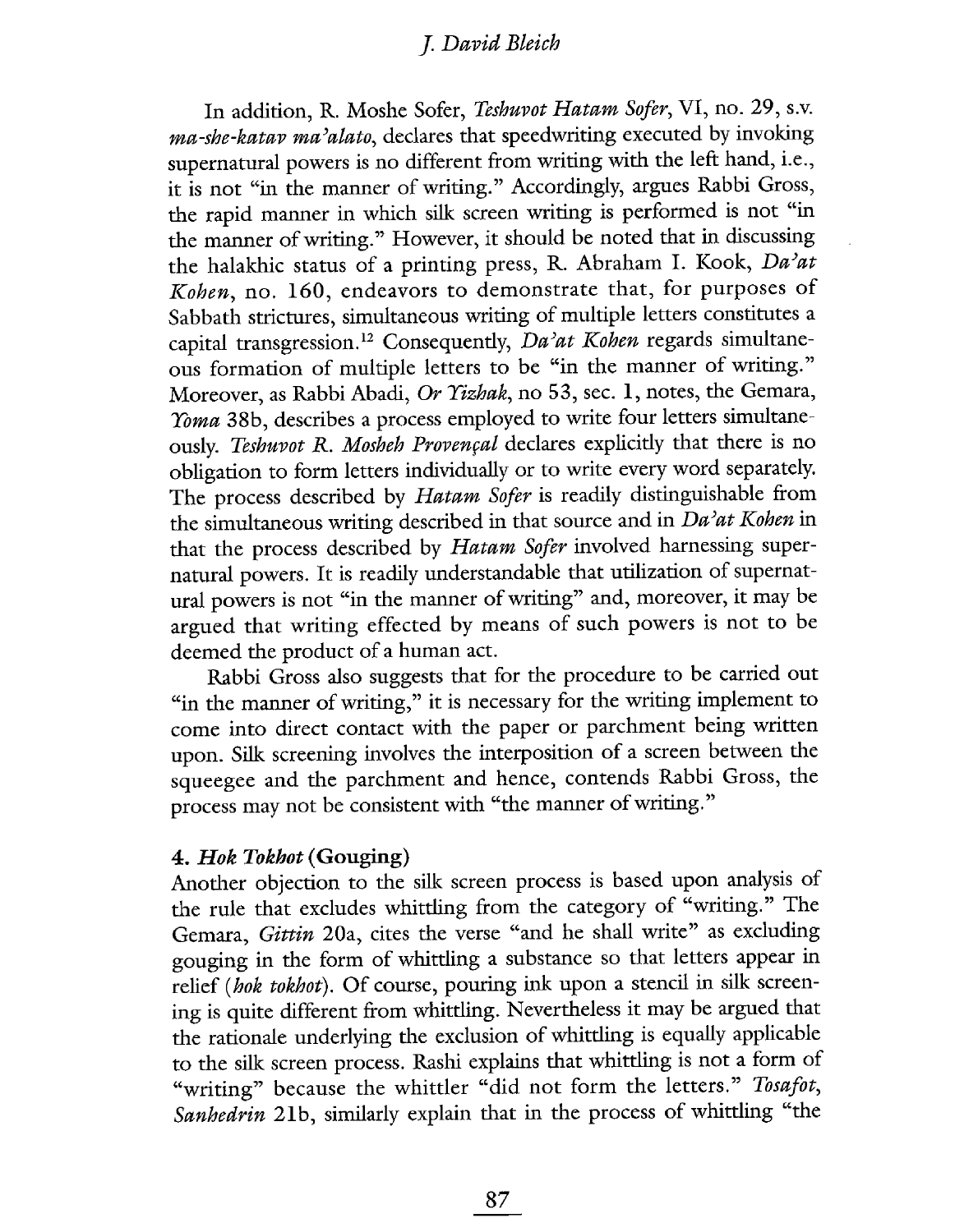In addition, R. Moshe Sofer, *Teshuvot Hatam Sofer*, VI, no. 29, s.v. *ma-she-katav ma'alato*, declares that speedwriting executed by invoking supernatural powers is no different from writing with the left hand, i.e., it is not "in the manner of writing." Accordingly, argues Rabbi Gross, the rapid manner in which silk screen writing is performed is not "in the manner of writing." However, it should be noted that in discussing the halakhic status of a printing press, R. Abraham I. Kook, *Da'at Kohen*, no. 160, endeavors to demonstrate that, for purposes of Sabbath strictures, simultaneous writing of multiple letters constitutes a capital transgression.[12] Consequently, *Da'at Kohen* regards simultaneous formation of multiple letters to be "in the manner of writing." Moreover, as Rabbi Abadi, *Or Yizhak*, no 53, sec. 1, notes, the Gemara, *Yoma* 38b, describes a process employed to write four letters simultaneously. *Teshuvot R. Mosheh Provençal* declares explicitly that there is no obligation to form letters individually or to write every word separately. The process described by *Hatam Sofer* is readily distinguishable from the simultaneous writing described in that source and in *Da'at Kohen* in that the process described by *Hatam Sofer* involved harnessing supernatural powers. It is readily understandable that utilization of supernatural powers is not "in the manner of writing" and, moreover, it may be argued that writing effected by means of such powers is not to be deemed the product of a human act.

Rabbi Gross also suggests that for the procedure to be carried out "in the manner of writing," it is necessary for the writing implement to come into direct contact with the paper or parchment being written upon. Silk screening involves the interposition of a screen between the squeegee and the parchment and hence, contends Rabbi Gross, the process may not be consistent with "the manner of writing."

### 4. *Hok Tokhot* (Gouging)

Another objection to the silk screen process is based upon analysis of the rule that excludes whittling from the category of "writing." The Gemara, *Gittin* 20a, cites the verse "and he shall write" as excluding gouging in the form of whittling a substance so that letters appear in relief (*hok tokhot*). Of course, pouring ink upon a stencil in silk screening is quite different from whittling. Nevertheless it may be argued that the rationale underlying the exclusion of whittling is equally applicable to the silk screen process. Rashi explains that whittling is not a form of "writing" because the whittler "did not form the letters." *Tosafot*, *Sanhedrin* 21b, similarly explain that in the process of whittling "the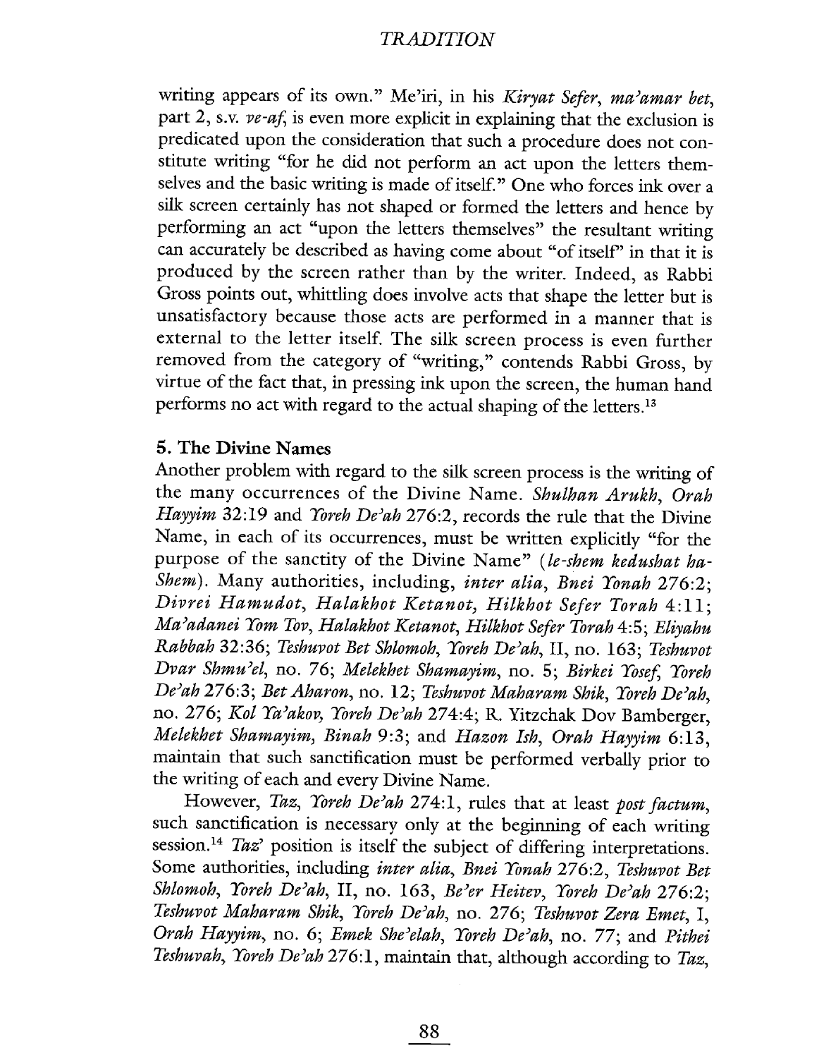writing appears of its own." Me'iri, in his *Kiryat Sefer*, *ma'amar bet*, part 2, s.v. *ve-af*, is even more explicit in explaining that the exclusion is predicated upon the consideration that such a procedure does not constitute writing "for he did not perform an act upon the letters themselves and the basic writing is made of itself." One who forces ink over a silk screen certainly has not shaped or formed the letters and hence by performing an act "upon the letters themselves" the resultant writing can accurately be described as having come about "of itself" in that it is produced by the screen rather than by the writer. Indeed, as Rabbi Gross points out, whittling does involve acts that shape the letter but is unsatisfactory because those acts are performed in a manner that is external to the letter itself. The silk screen process is even further removed from the category of "writing," contends Rabbi Gross, by virtue of the fact that, in pressing ink upon the screen, the human hand performs no act with regard to the actual shaping of the letters.[13]

### 5. The Divine Names

Another problem with regard to the silk screen process is the writing of the many occurrences of the Divine Name. *Shulhan Arukh, Orah Hayyim* 32:19 and *Yoreh De'ah* 276:2, records the rule that the Divine Name, in each of its occurrences, must be written explicitly "for the purpose of the sanctity of the Divine Name" (*le-shem kedushat ha-Shem*). Many authorities, including, *inter alia*, *Bnei Yonah* 276:2; *Divrei Hamudot, Halakhot Ketanot, Hilkhot Sefer Torah* 4:11; *Ma'adanei Yom Tov, Halakhot Ketanot, Hilkhot Sefer Torah* 4:5; *Eliyahu Rabbah* 32:36; *Teshuvot Bet Shlomoh, Yoreh De'ah*, II, no. 163; *Teshuvot Dvar Shmu'el*, no. 76; *Melekhet Shamayim*, no. 5; *Birkei Yosef, Yoreh De'ah* 276:3; *Bet Aharon*, no. 12; *Teshuvot Maharam Shik, Yoreh De'ah*, no. 276; *Kol Ya'akov, Yoreh De'ah* 274:4; R. Yitzchak Dov Bamberger, *Melekhet Shamayim, Binah* 9:3; and *Hazon Ish, Orah Hayyim* 6:13, maintain that such sanctification must be performed verbally prior to the writing of each and every Divine Name.

However, *Taz, Yoreh De'ah* 274:1, rules that at least *post factum*, such sanctification is necessary only at the beginning of each writing session.[14] *Taz*' position is itself the subject of differing interpretations. Some authorities, including *inter alia*, *Bnei Yonah* 276:2, *Teshuvot Bet Shlomoh, Yoreh De'ah*, II, no. 163, *Be'er Heitev, Yoreh De'ah* 276:2; *Teshuvot Maharam Shik, Yoreh De'ah*, no. 276; *Teshuvot Zera Emet*, I, *Orah Hayyim*, no. 6; *Emek She'elah, Yoreh De'ah*, no. 77; and *Pithei Teshuvah, Yoreh De'ah* 276:1, maintain that, although according to *Taz*,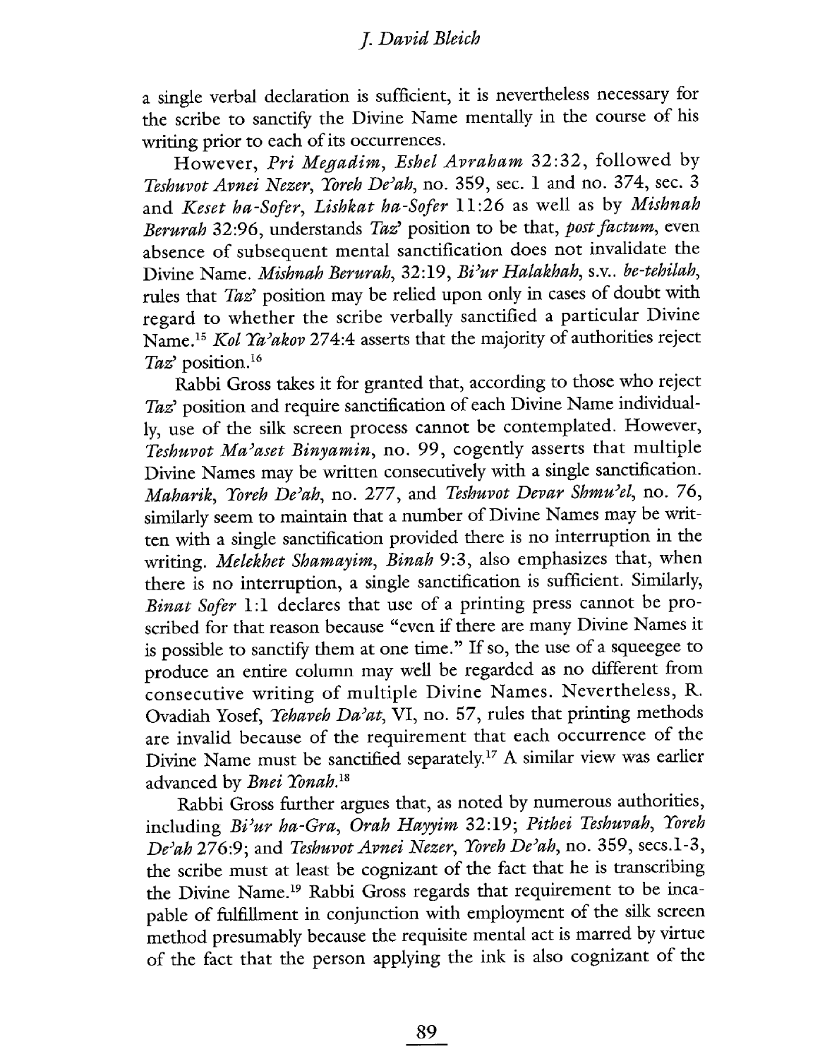a single verbal declaration is sufficient, it is nevertheless necessary for the scribe to sanctify the Divine Name mentally in the course of his writing prior to each of its occurrences.

However, *Pri Megadim, Eshel Avraham* 32:32, followed by *Teshuvot Avnei Nezer, Yoreh De'ah*, no. 359, sec. 1 and no. 374, sec. 3 and *Keset ha-Sofer, Lishkat ha-Sofer* 11:26 as well as by *Mishnah Berurah* 32:96, understands *Taz*' position to be that, *post factum*, even absence of subsequent mental sanctification does not invalidate the Divine Name. *Mishnah Berurah*, 32:19, *Bi'ur Halakhah*, s.v.. *be-tehilah*, rules that *Taz*' position may be relied upon only in cases of doubt with regard to whether the scribe verbally sanctified a particular Divine Name.[15] *Kol Ya'akov* 274:4 asserts that the majority of authorities reject *Taz*' position.[16]

Rabbi Gross takes it for granted that, according to those who reject *Taz*' position and require sanctification of each Divine Name individually, use of the silk screen process cannot be contemplated. However, *Teshuvot Ma'aset Binyamin*, no. 99, cogently asserts that multiple Divine Names may be written consecutively with a single sanctification. *Maharik, Yoreh De'ah*, no. 277, and *Teshuvot Devar Shmu'el*, no. 76, similarly seem to maintain that a number of Divine Names may be written with a single sanctification provided there is no interruption in the writing. *Melekhet Shamayim, Binah* 9:3, also emphasizes that, when there is no interruption, a single sanctification is sufficient. Similarly, *Binat Sofer* 1:1 declares that use of a printing press cannot be proscribed for that reason because "even if there are many Divine Names it is possible to sanctify them at one time." If so, the use of a squeegee to produce an entire column may well be regarded as no different from consecutive writing of multiple Divine Names. Nevertheless, R. Ovadiah Yosef, *Yehaveh Da'at*, VI, no. 57, rules that printing methods are invalid because of the requirement that each occurrence of the Divine Name must be sanctified separately.[17] A similar view was earlier advanced by *Bnei Yonah*.[18]

Rabbi Gross further argues that, as noted by numerous authorities, including *Bi'ur ha-Gra, Orah Hayyim* 32:19; *Pithei Teshuvah, Yoreh De'ah* 276:9; and *Teshuvot Avnei Nezer, Yoreh De'ah*, no. 359, secs.1-3, the scribe must at least be cognizant of the fact that he is transcribing the Divine Name.[19] Rabbi Gross regards that requirement to be incapable of fulfillment in conjunction with employment of the silk screen method presumably because the requisite mental act is marred by virtue of the fact that the person applying the ink is also cognizant of the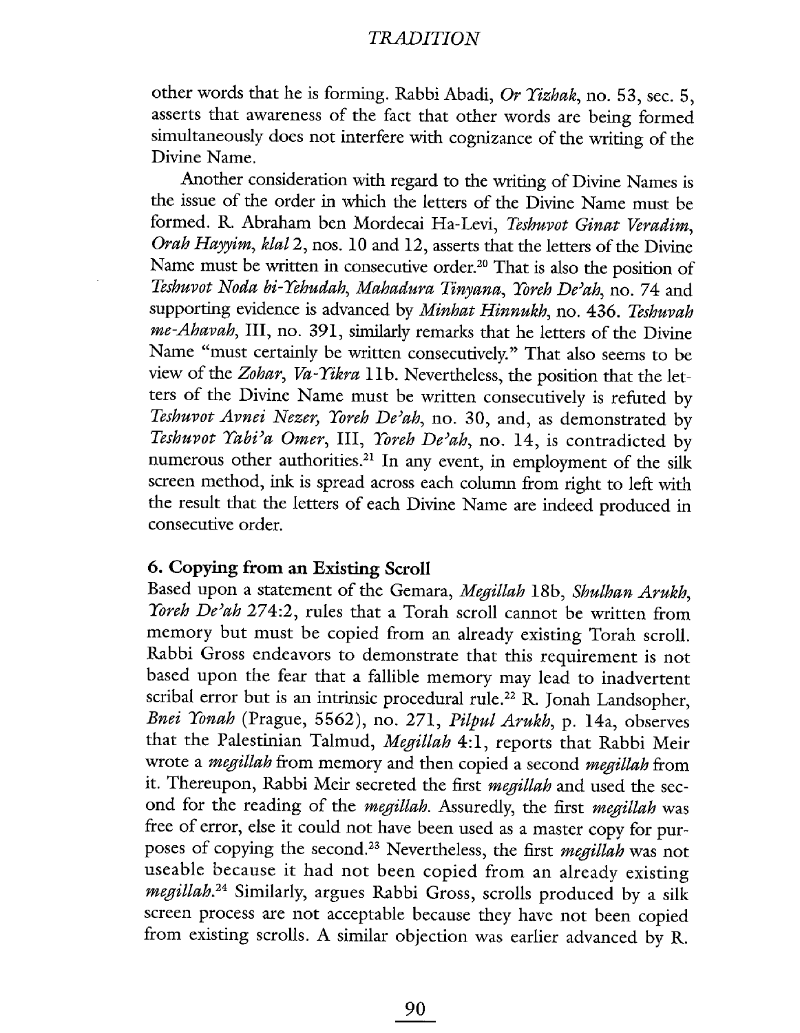other words that he is forming. Rabbi Abadi, *Or Yizhak*, no. 53, sec. 5, asserts that awareness of the fact that other words are being formed simultaneously does not interfere with cognizance of the writing of the Divine Name.

Another consideration with regard to the writing of Divine Names is the issue of the order in which the letters of the Divine Name must be formed. R. Abraham ben Mordecai Ha-Levi, *Teshuvot Ginat Veradim, Orah Hayyim, klal* 2, nos. 10 and 12, asserts that the letters of the Divine Name must be written in consecutive order.[20] That is also the position of *Teshuvot Noda bi-Yehudah, Mahadura Tinyana, Yoreh De'ah*, no. 74 and supporting evidence is advanced by *Minhat Hinnukh*, no. 436. *Teshuvah me-Ahavah*, III, no. 391, similarly remarks that he letters of the Divine Name "must certainly be written consecutively." That also seems to be view of the *Zohar, Va-Yikra* 11b. Nevertheless, the position that the letters of the Divine Name must be written consecutively is refuted by *Teshuvot Avnei Nezer, Yoreh De'ah*, no. 30, and, as demonstrated by *Teshuvot Yabi'a Omer*, III, *Yoreh De'ah*, no. 14, is contradicted by numerous other authorities.[21] In any event, in employment of the silk screen method, ink is spread across each column from right to left with the result that the letters of each Divine Name are indeed produced in consecutive order.

### 6. Copying from an Existing Scroll

Based upon a statement of the Gemara, *Megillah* 18b, *Shulhan Arukh, Yoreh De'ah* 274:2, rules that a Torah scroll cannot be written from memory but must be copied from an already existing Torah scroll. Rabbi Gross endeavors to demonstrate that this requirement is not based upon the fear that a fallible memory may lead to inadvertent scribal error but is an intrinsic procedural rule.[22] R. Jonah Landsopher, *Bnei Yonah* (Prague, 5562), no. 271, *Pilpul Arukh*, p. 14a, observes that the Palestinian Talmud, *Megillah* 4:1, reports that Rabbi Meir wrote a *megillah* from memory and then copied a second *megillah* from it. Thereupon, Rabbi Meir secreted the first *megillah* and used the second for the reading of the *megillah*. Assuredly, the first *megillah* was free of error, else it could not have been used as a master copy for purposes of copying the second.[23] Nevertheless, the first *megillah* was not useable because it had not been copied from an already existing *megillah*.[24] Similarly, argues Rabbi Gross, scrolls produced by a silk screen process are not acceptable because they have not been copied from existing scrolls. A similar objection was earlier advanced by R.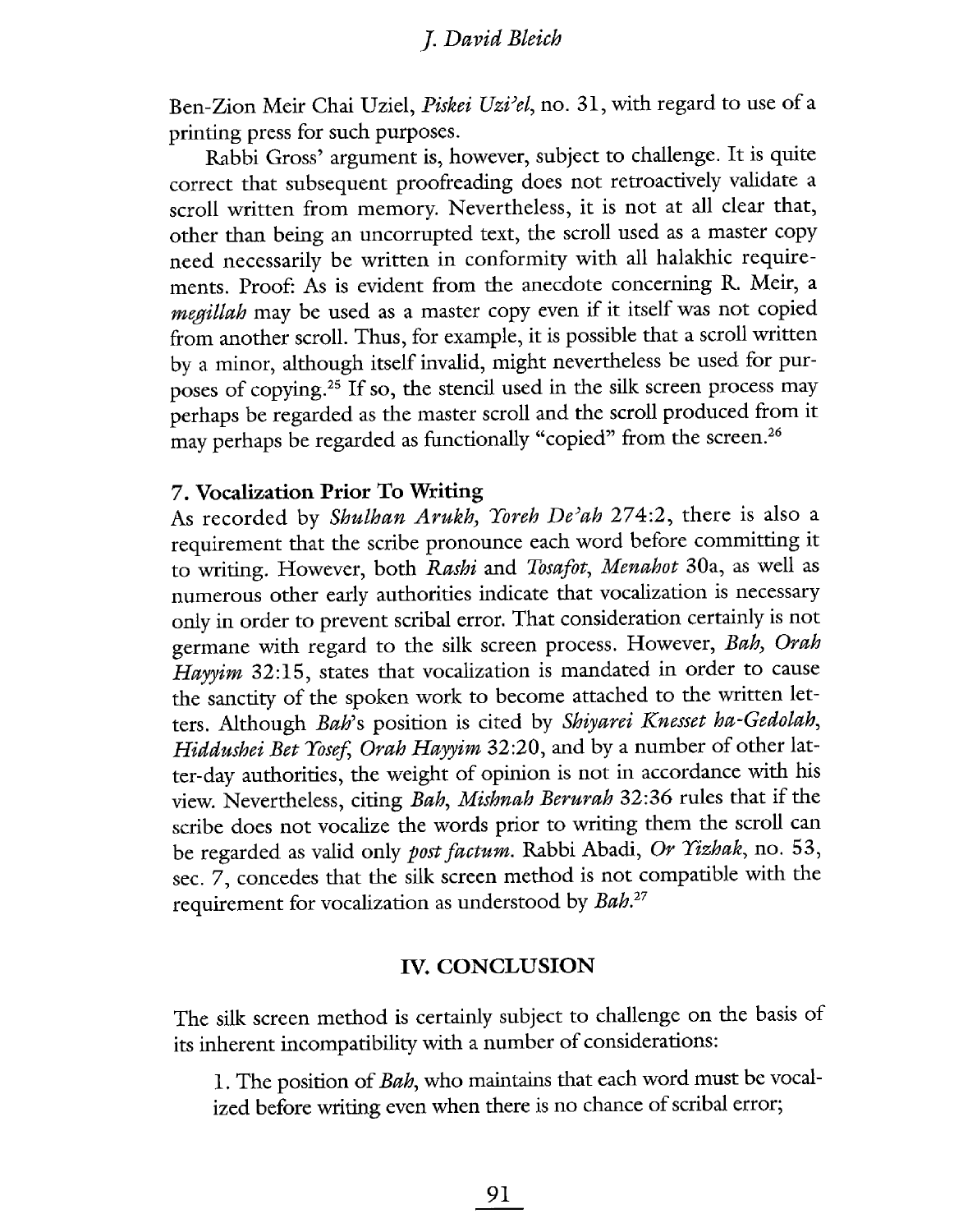Ben-Zion Meir Chai Uziel, *Piskei Uzi'el*, no. 31, with regard to use of a printing press for such purposes.

Rabbi Gross' argument is, however, subject to challenge. It is quite correct that subsequent proofreading does not retroactively validate a scroll written from memory. Nevertheless, it is not at all clear that, other than being an uncorrupted text, the scroll used as a master copy need necessarily be written in conformity with all halakhic requirements. Proof: As is evident from the anecdote concerning R. Meir, a *megillah* may be used as a master copy even if it itself was not copied from another scroll. Thus, for example, it is possible that a scroll written by a minor, although itself invalid, might nevertheless be used for purposes of copying.[25] If so, the stencil used in the silk screen process may perhaps be regarded as the master scroll and the scroll produced from it may perhaps be regarded as functionally "copied" from the screen.[26]

### 7. Vocalization Prior To Writing

As recorded by *Shulhan Arukh, Yoreh De'ah* 274:2, there is also a requirement that the scribe pronounce each word before committing it to writing. However, both *Rashi* and *Tosafot, Menahot* 30a, as well as numerous other early authorities indicate that vocalization is necessary only in order to prevent scribal error. That consideration certainly is not germane with regard to the silk screen process. However, *Bah, Orah Hayyim* 32:15, states that vocalization is mandated in order to cause the sanctity of the spoken work to become attached to the written letters. Although *Bah*'s position is cited by *Shiyarei Knesset ha-Gedolah, Hiddushei Bet Yosef, Orah Hayyim* 32:20, and by a number of other latter-day authorities, the weight of opinion is not in accordance with his view. Nevertheless, citing *Bah, Mishnah Berurah* 32:36 rules that if the scribe does not vocalize the words prior to writing them the scroll can be regarded as valid only *post factum*. Rabbi Abadi, *Or Yizhak*, no. 53, sec. 7, concedes that the silk screen method is not compatible with the requirement for vocalization as understood by *Bah*.[27]

## IV. CONCLUSION

The silk screen method is certainly subject to challenge on the basis of its inherent incompatibility with a number of considerations:

1. The position of *Bah*, who maintains that each word must be vocalized before writing even when there is no chance of scribal error;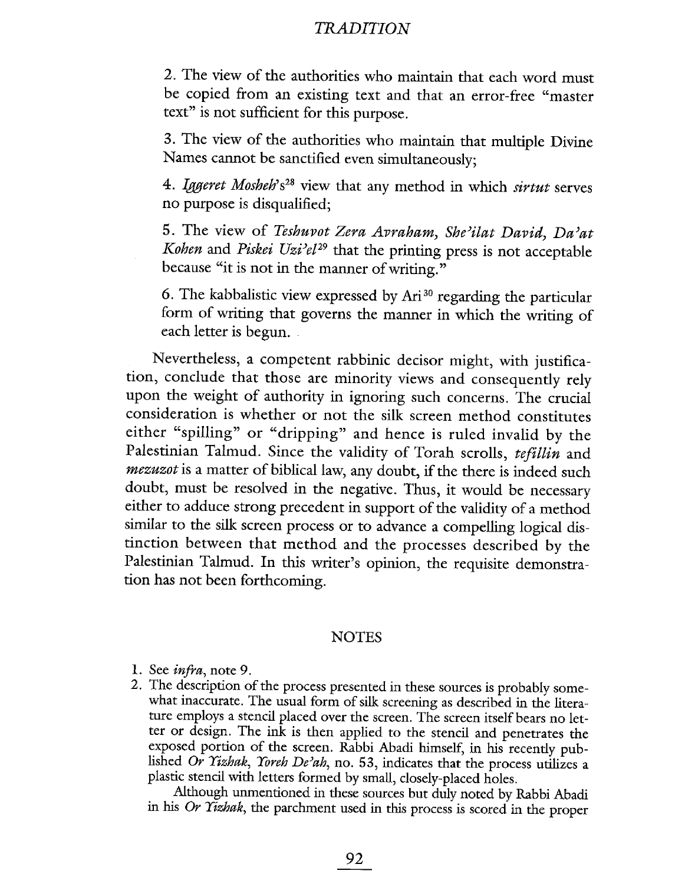2. The view of the authorities who maintain that each word must be copied from an existing text and that an error-free "master text" is not sufficient for this purpose.

3. The view of the authorities who maintain that multiple Divine Names cannot be sanctified even simultaneously;

4. *Iggeret Mosheh*'s[28] view that any method in which *sirtut* serves no purpose is disqualified;

5. The view of *Teshuvot Zera Avraham, She'ilat David, Da'at Kohen* and *Piskei Uzi'el*[29] that the printing press is not acceptable because "it is not in the manner of writing."

6. The kabbalistic view expressed by Ari[30] regarding the particular form of writing that governs the manner in which the writing of each letter is begun.

Nevertheless, a competent rabbinic decisor might, with justification, conclude that those are minority views and consequently rely upon the weight of authority in ignoring such concerns. The crucial consideration is whether or not the silk screen method constitutes either "spilling" or "dripping" and hence is ruled invalid by the Palestinian Talmud. Since the validity of Torah scrolls, *tefillin* and *mezuzot* is a matter of biblical law, any doubt, if the there is indeed such doubt, must be resolved in the negative. Thus, it would be necessary either to adduce strong precedent in support of the validity of a method similar to the silk screen process or to advance a compelling logical distinction between that method and the processes described by the Palestinian Talmud. In this writer's opinion, the requisite demonstration has not been forthcoming.

## NOTES

1. See *infra*, note 9.
2. The description of the process presented in these sources is probably somewhat inaccurate. The usual form of silk screening as described in the literature employs a stencil placed over the screen. The screen itself bears no letter or design. The ink is then applied to the stencil and penetrates the exposed portion of the screen. Rabbi Abadi himself, in his recently published *Or Yizhak, Yoreh De'ah*, no. 53, indicates that the process utilizes a plastic stencil with letters formed by small, closely-placed holes.

   Although unmentioned in these sources but duly noted by Rabbi Abadi in his *Or Yizhak*, the parchment used in this process is scored in the proper